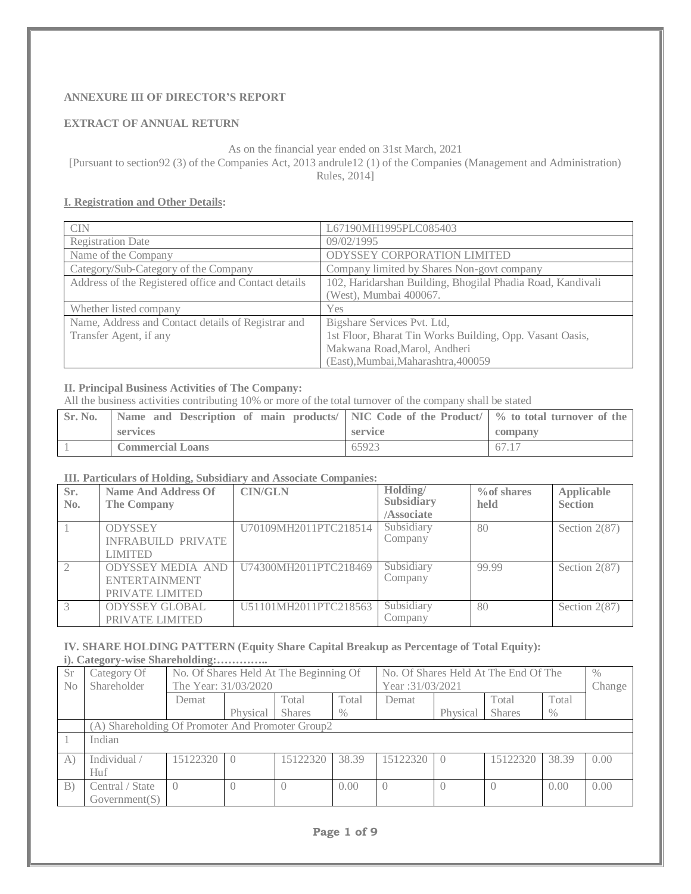**ANNEXURE III OF DIRECTOR'S REPORT**

**EXTRACT OF ANNUAL RETURN**

As on the financial year ended on 31st March, 2021
[Pursuant to section92 (3) of the Companies Act, 2013 andrule12 (1) of the Companies (Management and Administration) Rules, 2014]

**I. Registration and Other Details:**

| CIN | L67190MH1995PLC085403 |
|---|---|
| Registration Date | 09/02/1995 |
| Name of the Company | ODYSSEY CORPORATION LIMITED |
| Category/Sub-Category of the Company | Company limited by Shares Non-govt company |
| Address of the Registered office and Contact details | 102, Haridarshan Building, Bhogilal Phadia Road, Kandivali (West), Mumbai 400067. |
| Whether listed company | Yes |
| Name, Address and Contact details of Registrar and Transfer Agent, if any | Bigshare Services Pvt. Ltd, 1st Floor, Bharat Tin Works Building, Opp. Vasant Oasis, Makwana Road,Marol, Andheri (East),Mumbai,Maharashtra,400059 |

**II. Principal Business Activities of The Company:**

All the business activities contributing 10% or more of the total turnover of the company shall be stated

| Sr. No. | Name and Description of main products/ services | NIC Code of the Product/ service | % to total turnover of the company |
|---|---|---|---|
| 1 | **Commercial Loans** | 65923 | 67.17 |

**III. Particulars of Holding, Subsidiary and Associate Companies:**

| Sr. No. | Name And Address Of The Company | CIN/GLN | Holding/ Subsidiary /Associate | %of shares held | Applicable Section |
|---|---|---|---|---|---|
| 1 | ODYSSEY INFRABUILD PRIVATE LIMITED | U70109MH2011PTC218514 | Subsidiary Company | 80 | Section 2(87) |
| 2 | ODYSSEY MEDIA AND ENTERTAINMENT PRIVATE LIMITED | U74300MH2011PTC218469 | Subsidiary Company | 99.99 | Section 2(87) |
| 3 | ODYSSEY GLOBAL PRIVATE LIMITED | U51101MH2011PTC218563 | Subsidiary Company | 80 | Section 2(87) |

**IV. SHARE HOLDING PATTERN (Equity Share Capital Breakup as Percentage of Total Equity):**

**i). Category-wise Shareholding:…………..**

| Sr No | Category Of Shareholder | No. Of Shares Held At The Beginning Of The Year: 31/03/2020 | | | | No. Of Shares Held At The End Of The Year :31/03/2021 | | | | % Change |
|---|---|---|---|---|---|---|---|---|---|---|
| | | Demat | Physical | Total Shares | Total % | Demat | Physical | Total Shares | Total % | |
| | (A) Shareholding Of Promoter And Promoter Group2 | | | | | | | | | |
| 1 | Indian | | | | | | | | | |
| A) | Individual / Huf | 15122320 | 0 | 15122320 | 38.39 | 15122320 | 0 | 15122320 | 38.39 | 0.00 |
| B) | Central / State Government(S) | 0 | 0 | 0 | 0.00 | 0 | 0 | 0 | 0.00 | 0.00 |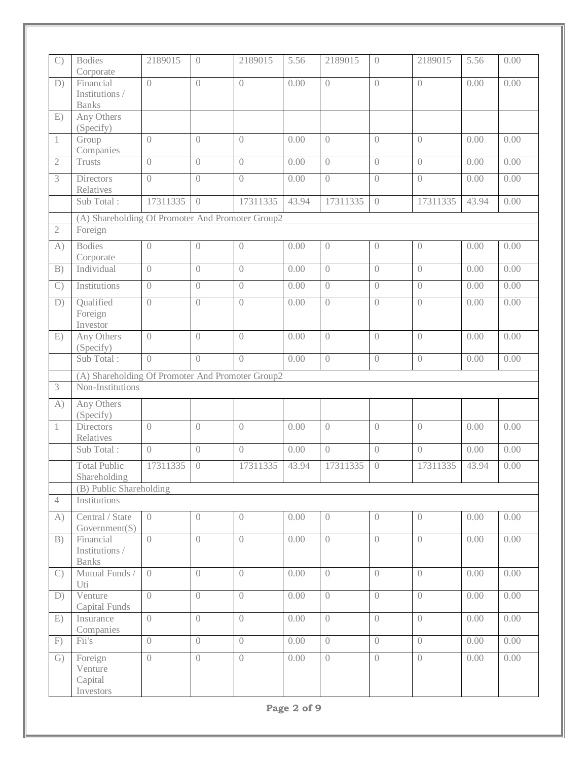| | | | | | | | | | | |
|---|---|---|---|---|---|---|---|---|---|---|
| C) | Bodies Corporate | 2189015 | 0 | 2189015 | 5.56 | 2189015 | 0 | 2189015 | 5.56 | 0.00 |
| D) | Financial Institutions / Banks | 0 | 0 | 0 | 0.00 | 0 | 0 | 0 | 0.00 | 0.00 |
| E) | Any Others (Specify) | | | | | | | | | |
| 1 | Group Companies | 0 | 0 | 0 | 0.00 | 0 | 0 | 0 | 0.00 | 0.00 |
| 2 | Trusts | 0 | 0 | 0 | 0.00 | 0 | 0 | 0 | 0.00 | 0.00 |
| 3 | Directors Relatives | 0 | 0 | 0 | 0.00 | 0 | 0 | 0 | 0.00 | 0.00 |
| | Sub Total : | 17311335 | 0 | 17311335 | 43.94 | 17311335 | 0 | 17311335 | 43.94 | 0.00 |
| | (A) Shareholding Of Promoter And Promoter Group2 | | | | | | | | | |
| 2 | Foreign | | | | | | | | | |
| A) | Bodies Corporate | 0 | 0 | 0 | 0.00 | 0 | 0 | 0 | 0.00 | 0.00 |
| B) | Individual | 0 | 0 | 0 | 0.00 | 0 | 0 | 0 | 0.00 | 0.00 |
| C) | Institutions | 0 | 0 | 0 | 0.00 | 0 | 0 | 0 | 0.00 | 0.00 |
| D) | Qualified Foreign Investor | 0 | 0 | 0 | 0.00 | 0 | 0 | 0 | 0.00 | 0.00 |
| E) | Any Others (Specify) | 0 | 0 | 0 | 0.00 | 0 | 0 | 0 | 0.00 | 0.00 |
| | Sub Total : | 0 | 0 | 0 | 0.00 | 0 | 0 | 0 | 0.00 | 0.00 |
| | (A) Shareholding Of Promoter And Promoter Group2 | | | | | | | | | |
| 3 | Non-Institutions | | | | | | | | | |
| A) | Any Others (Specify) | | | | | | | | | |
| 1 | Directors Relatives | 0 | 0 | 0 | 0.00 | 0 | 0 | 0 | 0.00 | 0.00 |
| | Sub Total : | 0 | 0 | 0 | 0.00 | 0 | 0 | 0 | 0.00 | 0.00 |
| | Total Public Shareholding | 17311335 | 0 | 17311335 | 43.94 | 17311335 | 0 | 17311335 | 43.94 | 0.00 |
| | (B) Public Shareholding | | | | | | | | | |
| 4 | Institutions | | | | | | | | | |
| A) | Central / State Government(S) | 0 | 0 | 0 | 0.00 | 0 | 0 | 0 | 0.00 | 0.00 |
| B) | Financial Institutions / Banks | 0 | 0 | 0 | 0.00 | 0 | 0 | 0 | 0.00 | 0.00 |
| C) | Mutual Funds / Uti | 0 | 0 | 0 | 0.00 | 0 | 0 | 0 | 0.00 | 0.00 |
| D) | Venture Capital Funds | 0 | 0 | 0 | 0.00 | 0 | 0 | 0 | 0.00 | 0.00 |
| E) | Insurance Companies | 0 | 0 | 0 | 0.00 | 0 | 0 | 0 | 0.00 | 0.00 |
| F) | Fii's | 0 | 0 | 0 | 0.00 | 0 | 0 | 0 | 0.00 | 0.00 |
| G) | Foreign Venture Capital Investors | 0 | 0 | 0 | 0.00 | 0 | 0 | 0 | 0.00 | 0.00 |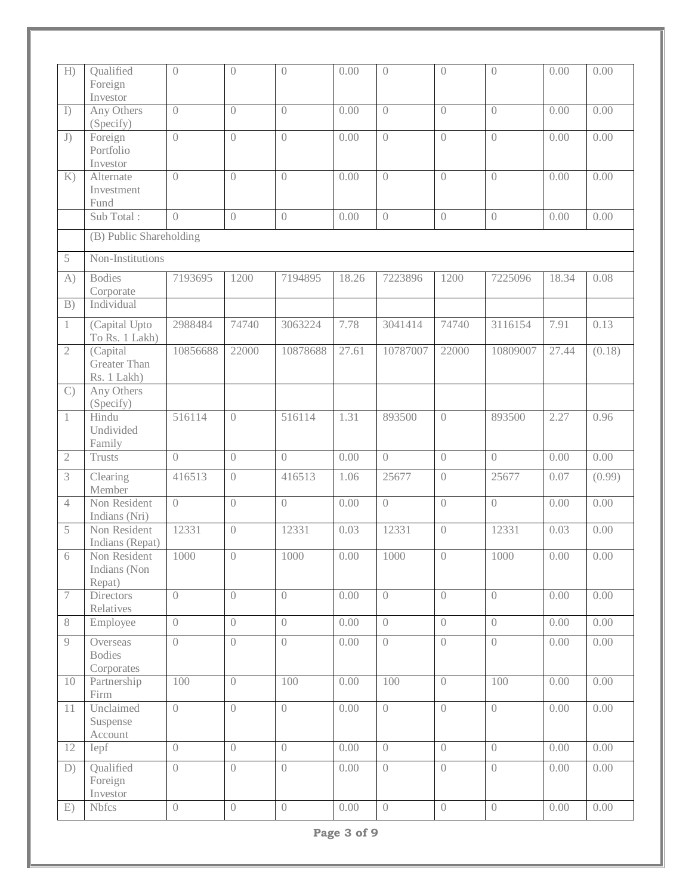| | | | | | | | | | |
|---|---|---|---|---|---|---|---|---|---|
| H) | Qualified Foreign Investor | 0 | 0 | 0 | 0.00 | 0 | 0 | 0 | 0.00 | 0.00 |
| I) | Any Others (Specify) | 0 | 0 | 0 | 0.00 | 0 | 0 | 0 | 0.00 | 0.00 |
| J) | Foreign Portfolio Investor | 0 | 0 | 0 | 0.00 | 0 | 0 | 0 | 0.00 | 0.00 |
| K) | Alternate Investment Fund | 0 | 0 | 0 | 0.00 | 0 | 0 | 0 | 0.00 | 0.00 |
| | Sub Total : | 0 | 0 | 0 | 0.00 | 0 | 0 | 0 | 0.00 | 0.00 |
| | (B) Public Shareholding | | | | | | | | | |
| 5 | Non-Institutions | | | | | | | | | |
| A) | Bodies Corporate | 7193695 | 1200 | 7194895 | 18.26 | 7223896 | 1200 | 7225096 | 18.34 | 0.08 |
| B) | Individual | | | | | | | | | |
| 1 | (Capital Upto To Rs. 1 Lakh) | 2988484 | 74740 | 3063224 | 7.78 | 3041414 | 74740 | 3116154 | 7.91 | 0.13 |
| 2 | (Capital Greater Than Rs. 1 Lakh) | 10856688 | 22000 | 10878688 | 27.61 | 10787007 | 22000 | 10809007 | 27.44 | (0.18) |
| C) | Any Others (Specify) | | | | | | | | | |
| 1 | Hindu Undivided Family | 516114 | 0 | 516114 | 1.31 | 893500 | 0 | 893500 | 2.27 | 0.96 |
| 2 | Trusts | 0 | 0 | 0 | 0.00 | 0 | 0 | 0 | 0.00 | 0.00 |
| 3 | Clearing Member | 416513 | 0 | 416513 | 1.06 | 25677 | 0 | 25677 | 0.07 | (0.99) |
| 4 | Non Resident Indians (Nri) | 0 | 0 | 0 | 0.00 | 0 | 0 | 0 | 0.00 | 0.00 |
| 5 | Non Resident Indians (Repat) | 12331 | 0 | 12331 | 0.03 | 12331 | 0 | 12331 | 0.03 | 0.00 |
| 6 | Non Resident Indians (Non Repat) | 1000 | 0 | 1000 | 0.00 | 1000 | 0 | 1000 | 0.00 | 0.00 |
| 7 | Directors Relatives | 0 | 0 | 0 | 0.00 | 0 | 0 | 0 | 0.00 | 0.00 |
| 8 | Employee | 0 | 0 | 0 | 0.00 | 0 | 0 | 0 | 0.00 | 0.00 |
| 9 | Overseas Bodies Corporates | 0 | 0 | 0 | 0.00 | 0 | 0 | 0 | 0.00 | 0.00 |
| 10 | Partnership Firm | 100 | 0 | 100 | 0.00 | 100 | 0 | 100 | 0.00 | 0.00 |
| 11 | Unclaimed Suspense Account | 0 | 0 | 0 | 0.00 | 0 | 0 | 0 | 0.00 | 0.00 |
| 12 | Iepf | 0 | 0 | 0 | 0.00 | 0 | 0 | 0 | 0.00 | 0.00 |
| D) | Qualified Foreign Investor | 0 | 0 | 0 | 0.00 | 0 | 0 | 0 | 0.00 | 0.00 |
| E) | Nbfcs | 0 | 0 | 0 | 0.00 | 0 | 0 | 0 | 0.00 | 0.00 |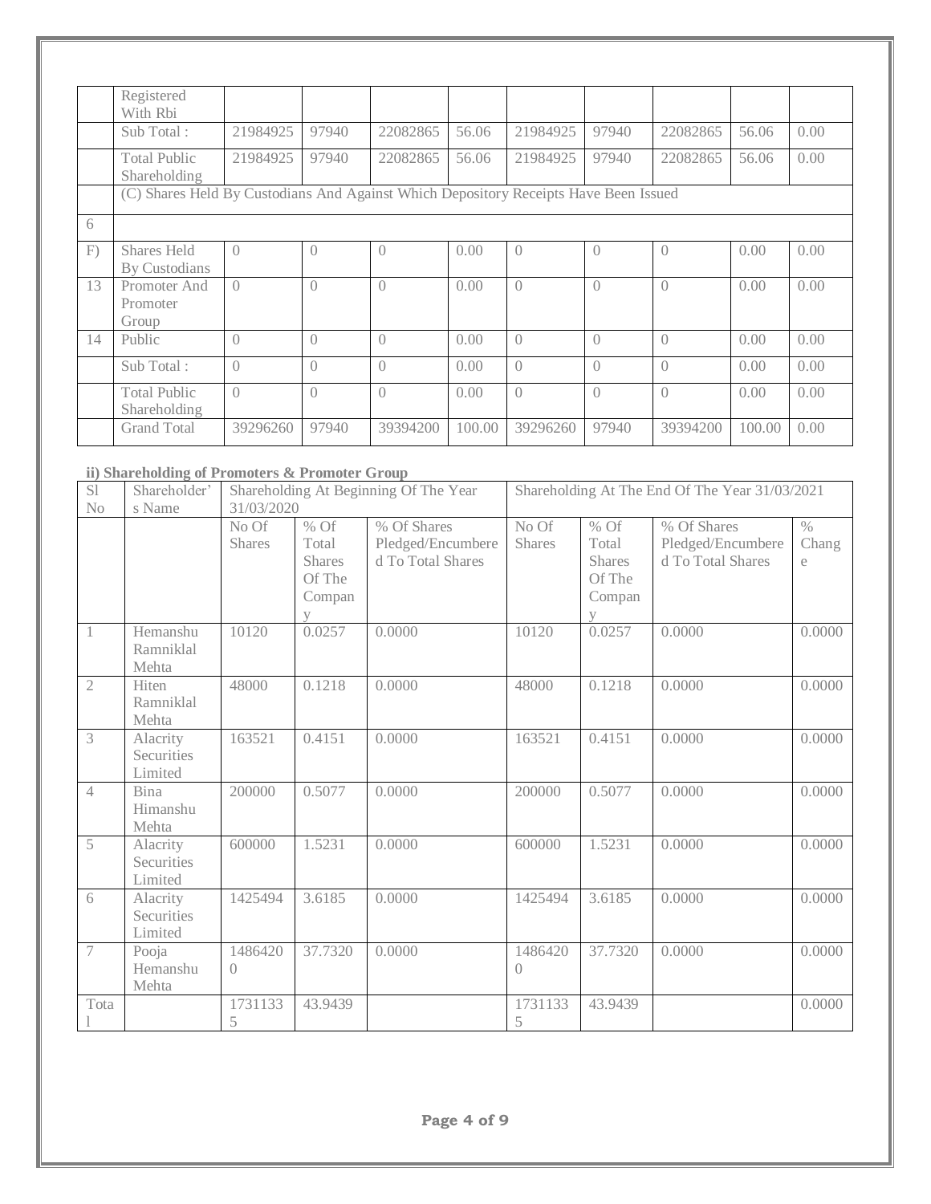| | Registered With Rbi | | | | | | | | | |
|---|---|---|---|---|---|---|---|---|---|---|
| | Sub Total : | 21984925 | 97940 | 22082865 | 56.06 | 21984925 | 97940 | 22082865 | 56.06 | 0.00 |
| | Total Public Shareholding | 21984925 | 97940 | 22082865 | 56.06 | 21984925 | 97940 | 22082865 | 56.06 | 0.00 |
| | (C) Shares Held By Custodians And Against Which Depository Receipts Have Been Issued | | | | | | | | | |
| 6 | | | | | | | | | | |
| F) | Shares Held By Custodians | 0 | 0 | 0 | 0.00 | 0 | 0 | 0 | 0.00 | 0.00 |
| 13 | Promoter And Promoter Group | 0 | 0 | 0 | 0.00 | 0 | 0 | 0 | 0.00 | 0.00 |
| 14 | Public | 0 | 0 | 0 | 0.00 | 0 | 0 | 0 | 0.00 | 0.00 |
| | Sub Total : | 0 | 0 | 0 | 0.00 | 0 | 0 | 0 | 0.00 | 0.00 |
| | Total Public Shareholding | 0 | 0 | 0 | 0.00 | 0 | 0 | 0 | 0.00 | 0.00 |
| | Grand Total | 39296260 | 97940 | 39394200 | 100.00 | 39296260 | 97940 | 39394200 | 100.00 | 0.00 |

**ii) Shareholding of Promoters & Promoter Group**

| Sl No | Shareholder's Name | Shareholding At Beginning Of The Year 31/03/2020 | | | Shareholding At The End Of The Year 31/03/2021 | | | |
|---|---|---|---|---|---|---|---|---|
| | | No Of Shares | % Of Total Shares Of The Company | % Of Shares Pledged/Encumbered To Total Shares | No Of Shares | % Of Total Shares Of The Company | % Of Shares Pledged/Encumbered To Total Shares | % Change |
| 1 | Hemanshu Ramniklal Mehta | 10120 | 0.0257 | 0.0000 | 10120 | 0.0257 | 0.0000 | 0.0000 |
| 2 | Hiten Ramniklal Mehta | 48000 | 0.1218 | 0.0000 | 48000 | 0.1218 | 0.0000 | 0.0000 |
| 3 | Alacrity Securities Limited | 163521 | 0.4151 | 0.0000 | 163521 | 0.4151 | 0.0000 | 0.0000 |
| 4 | Bina Himanshu Mehta | 200000 | 0.5077 | 0.0000 | 200000 | 0.5077 | 0.0000 | 0.0000 |
| 5 | Alacrity Securities Limited | 600000 | 1.5231 | 0.0000 | 600000 | 1.5231 | 0.0000 | 0.0000 |
| 6 | Alacrity Securities Limited | 1425494 | 3.6185 | 0.0000 | 1425494 | 3.6185 | 0.0000 | 0.0000 |
| 7 | Pooja Hemanshu Mehta | 14864200 | 37.7320 | 0.0000 | 14864200 | 37.7320 | 0.0000 | 0.0000 |
| Total | | 17311335 | 43.9439 | | 17311335 | 43.9439 | | 0.0000 |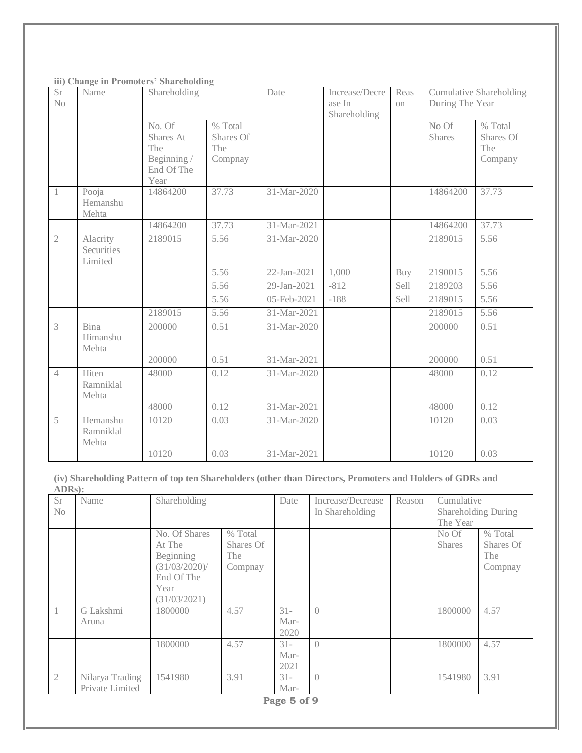**iii) Change in Promoters' Shareholding**

| Sr No | Name | Shareholding | | Date | Increase/Decrease In Shareholding | Reason | Cumulative Shareholding During The Year | |
|---|---|---|---|---|---|---|---|---|
| | | No. Of Shares At The Beginning / End Of The Year | % Total Shares Of The Compnay | | | | No Of Shares | % Total Shares Of The Company |
| 1 | Pooja Hemanshu Mehta | 14864200 | 37.73 | 31-Mar-2020 | | | 14864200 | 37.73 |
| | | 14864200 | 37.73 | 31-Mar-2021 | | | 14864200 | 37.73 |
| 2 | Alacrity Securities Limited | 2189015 | 5.56 | 31-Mar-2020 | | | 2189015 | 5.56 |
| | | | 5.56 | 22-Jan-2021 | 1,000 | Buy | 2190015 | 5.56 |
| | | | 5.56 | 29-Jan-2021 | -812 | Sell | 2189203 | 5.56 |
| | | | 5.56 | 05-Feb-2021 | -188 | Sell | 2189015 | 5.56 |
| | | 2189015 | 5.56 | 31-Mar-2021 | | | 2189015 | 5.56 |
| 3 | Bina Himanshu Mehta | 200000 | 0.51 | 31-Mar-2020 | | | 200000 | 0.51 |
| | | 200000 | 0.51 | 31-Mar-2021 | | | 200000 | 0.51 |
| 4 | Hiten Ramniklal Mehta | 48000 | 0.12 | 31-Mar-2020 | | | 48000 | 0.12 |
| | | 48000 | 0.12 | 31-Mar-2021 | | | 48000 | 0.12 |
| 5 | Hemanshu Ramniklal Mehta | 10120 | 0.03 | 31-Mar-2020 | | | 10120 | 0.03 |
| | | 10120 | 0.03 | 31-Mar-2021 | | | 10120 | 0.03 |

**(iv) Shareholding Pattern of top ten Shareholders (other than Directors, Promoters and Holders of GDRs and ADRs):**

| Sr No | Name | Shareholding | | Date | Increase/Decrease In Shareholding | Reason | Cumulative Shareholding During The Year | |
|---|---|---|---|---|---|---|---|---|
| | | No. Of Shares At The Beginning (31/03/2020)/ End Of The Year (31/03/2021) | % Total Shares Of The Compnay | | | | No Of Shares | % Total Shares Of The Compnay |
| 1 | G Lakshmi Aruna | 1800000 | 4.57 | 31-Mar-2020 | 0 | | 1800000 | 4.57 |
| | | 1800000 | 4.57 | 31-Mar-2021 | 0 | | 1800000 | 4.57 |
| 2 | Nilarya Trading Private Limited | 1541980 | 3.91 | 31-Mar- | 0 | | 1541980 | 3.91 |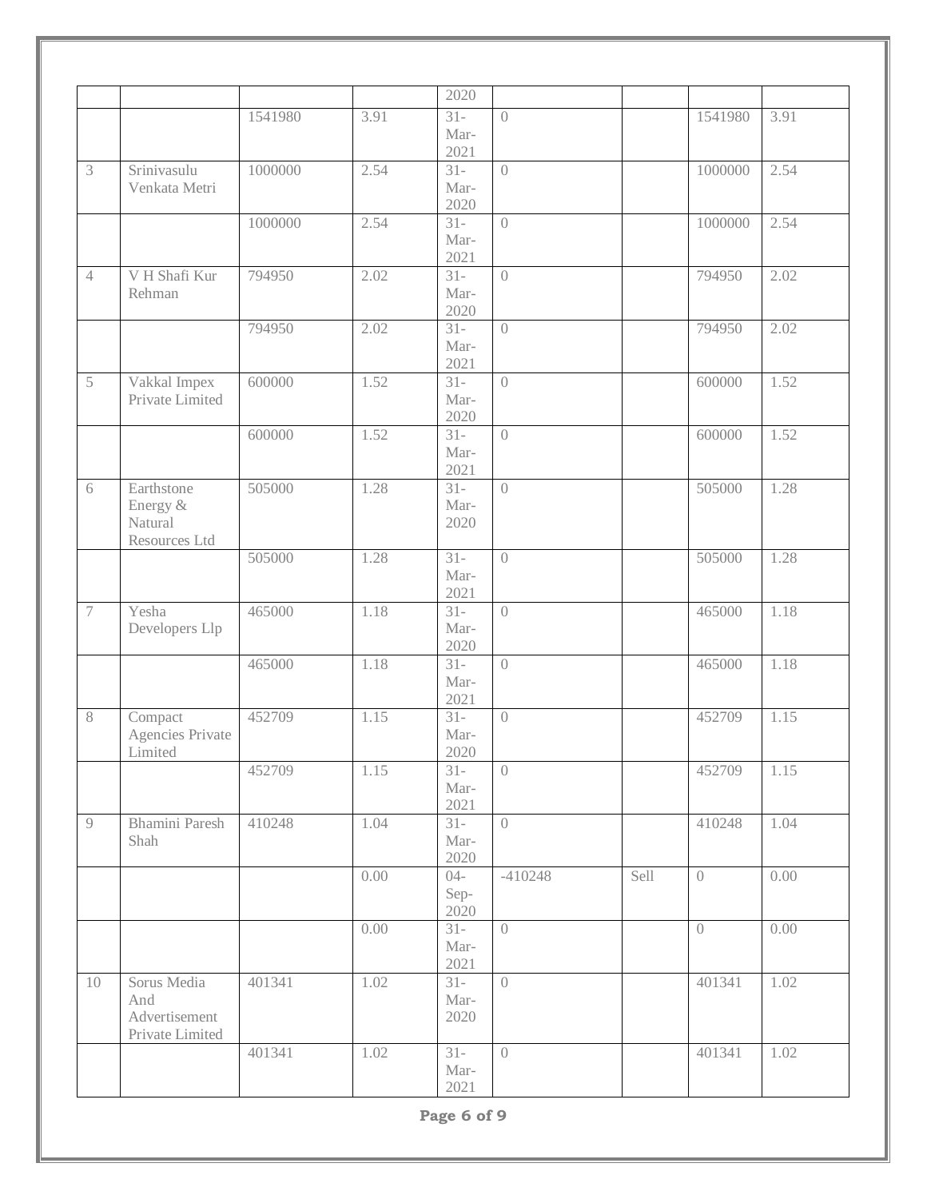| | | | | 2020 | | | | |
|---|---|---|---|---|---|---|---|---|
| | | 1541980 | 3.91 | 31-Mar-2021 | 0 | | 1541980 | 3.91 |
| 3 | Srinivasulu Venkata Metri | 1000000 | 2.54 | 31-Mar-2020 | 0 | | 1000000 | 2.54 |
| | | 1000000 | 2.54 | 31-Mar-2021 | 0 | | 1000000 | 2.54 |
| 4 | V H Shafi Kur Rehman | 794950 | 2.02 | 31-Mar-2020 | 0 | | 794950 | 2.02 |
| | | 794950 | 2.02 | 31-Mar-2021 | 0 | | 794950 | 2.02 |
| 5 | Vakkal Impex Private Limited | 600000 | 1.52 | 31-Mar-2020 | 0 | | 600000 | 1.52 |
| | | 600000 | 1.52 | 31-Mar-2021 | 0 | | 600000 | 1.52 |
| 6 | Earthstone Energy & Natural Resources Ltd | 505000 | 1.28 | 31-Mar-2020 | 0 | | 505000 | 1.28 |
| | | 505000 | 1.28 | 31-Mar-2021 | 0 | | 505000 | 1.28 |
| 7 | Yesha Developers Llp | 465000 | 1.18 | 31-Mar-2020 | 0 | | 465000 | 1.18 |
| | | 465000 | 1.18 | 31-Mar-2021 | 0 | | 465000 | 1.18 |
| 8 | Compact Agencies Private Limited | 452709 | 1.15 | 31-Mar-2020 | 0 | | 452709 | 1.15 |
| | | 452709 | 1.15 | 31-Mar-2021 | 0 | | 452709 | 1.15 |
| 9 | Bhamini Paresh Shah | 410248 | 1.04 | 31-Mar-2020 | 0 | | 410248 | 1.04 |
| | | | 0.00 | 04-Sep-2020 | -410248 | Sell | 0 | 0.00 |
| | | | 0.00 | 31-Mar-2021 | 0 | | 0 | 0.00 |
| 10 | Sorus Media And Advertisement Private Limited | 401341 | 1.02 | 31-Mar-2020 | 0 | | 401341 | 1.02 |
| | | 401341 | 1.02 | 31-Mar-2021 | 0 | | 401341 | 1.02 |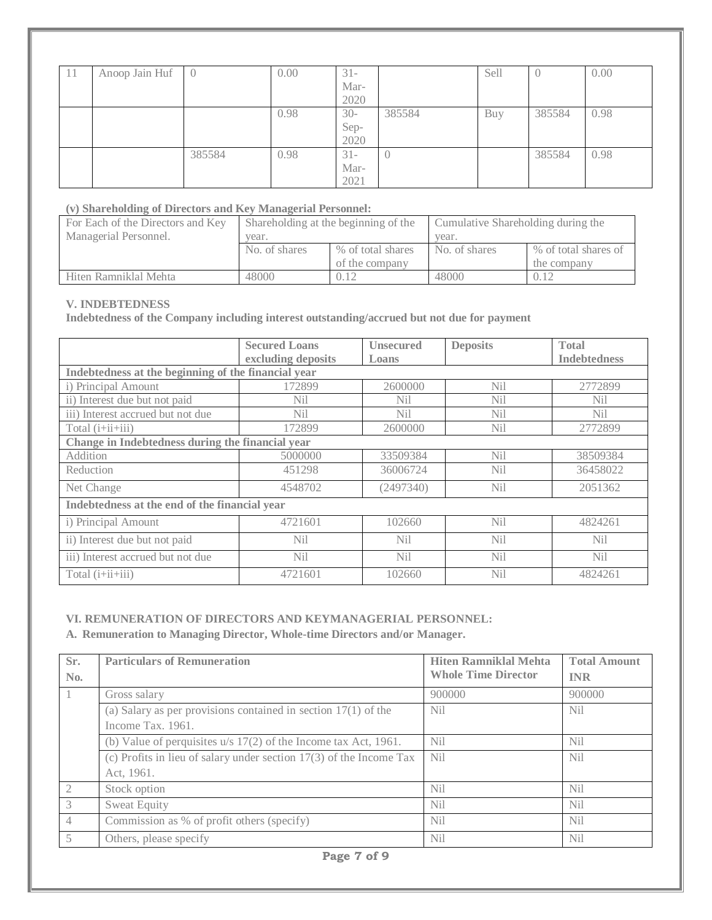| 11 | Anoop Jain Huf | 0 | 0.00 | 31-Mar-2020 | | Sell | 0 | 0.00 |
|---|---|---|---|---|---|---|---|---|
| | | | 0.98 | 30-Sep-2020 | 385584 | Buy | 385584 | 0.98 |
| | | 385584 | 0.98 | 31-Mar-2021 | 0 | | 385584 | 0.98 |

**(v) Shareholding of Directors and Key Managerial Personnel:**

| For Each of the Directors and Key Managerial Personnel. | Shareholding at the beginning of the year. | | Cumulative Shareholding during the year. | |
|---|---|---|---|---|
| | No. of shares | % of total shares of the company | No. of shares | % of total shares of the company |
| Hiten Ramniklal Mehta | 48000 | 0.12 | 48000 | 0.12 |

**V. INDEBTEDNESS**

**Indebtedness of the Company including interest outstanding/accrued but not due for payment**

| | Secured Loans excluding deposits | Unsecured Loans | Deposits | Total Indebtedness |
|---|---|---|---|---|
| **Indebtedness at the beginning of the financial year** | | | | |
| i) Principal Amount | 172899 | 2600000 | Nil | 2772899 |
| ii) Interest due but not paid | Nil | Nil | Nil | Nil |
| iii) Interest accrued but not due | Nil | Nil | Nil | Nil |
| Total (i+ii+iii) | 172899 | 2600000 | Nil | 2772899 |
| **Change in Indebtedness during the financial year** | | | | |
| Addition | 5000000 | 33509384 | Nil | 38509384 |
| Reduction | 451298 | 36006724 | Nil | 36458022 |
| Net Change | 4548702 | (2497340) | Nil | 2051362 |
| **Indebtedness at the end of the financial year** | | | | |
| i) Principal Amount | 4721601 | 102660 | Nil | 4824261 |
| ii) Interest due but not paid | Nil | Nil | Nil | Nil |
| iii) Interest accrued but not due | Nil | Nil | Nil | Nil |
| Total (i+ii+iii) | 4721601 | 102660 | Nil | 4824261 |

**VI. REMUNERATION OF DIRECTORS AND KEYMANAGERIAL PERSONNEL:**

**A. Remuneration to Managing Director, Whole-time Directors and/or Manager.**

| Sr. No. | Particulars of Remuneration | Hiten Ramniklal Mehta Whole Time Director | Total Amount INR |
|---|---|---|---|
| 1 | Gross salary | 900000 | 900000 |
| | (a) Salary as per provisions contained in section 17(1) of the Income Tax. 1961. | Nil | Nil |
| | (b) Value of perquisites u/s 17(2) of the Income tax Act, 1961. | Nil | Nil |
| | (c) Profits in lieu of salary under section 17(3) of the Income Tax Act, 1961. | Nil | Nil |
| 2 | Stock option | Nil | Nil |
| 3 | Sweat Equity | Nil | Nil |
| 4 | Commission as % of profit others (specify) | Nil | Nil |
| 5 | Others, please specify | Nil | Nil |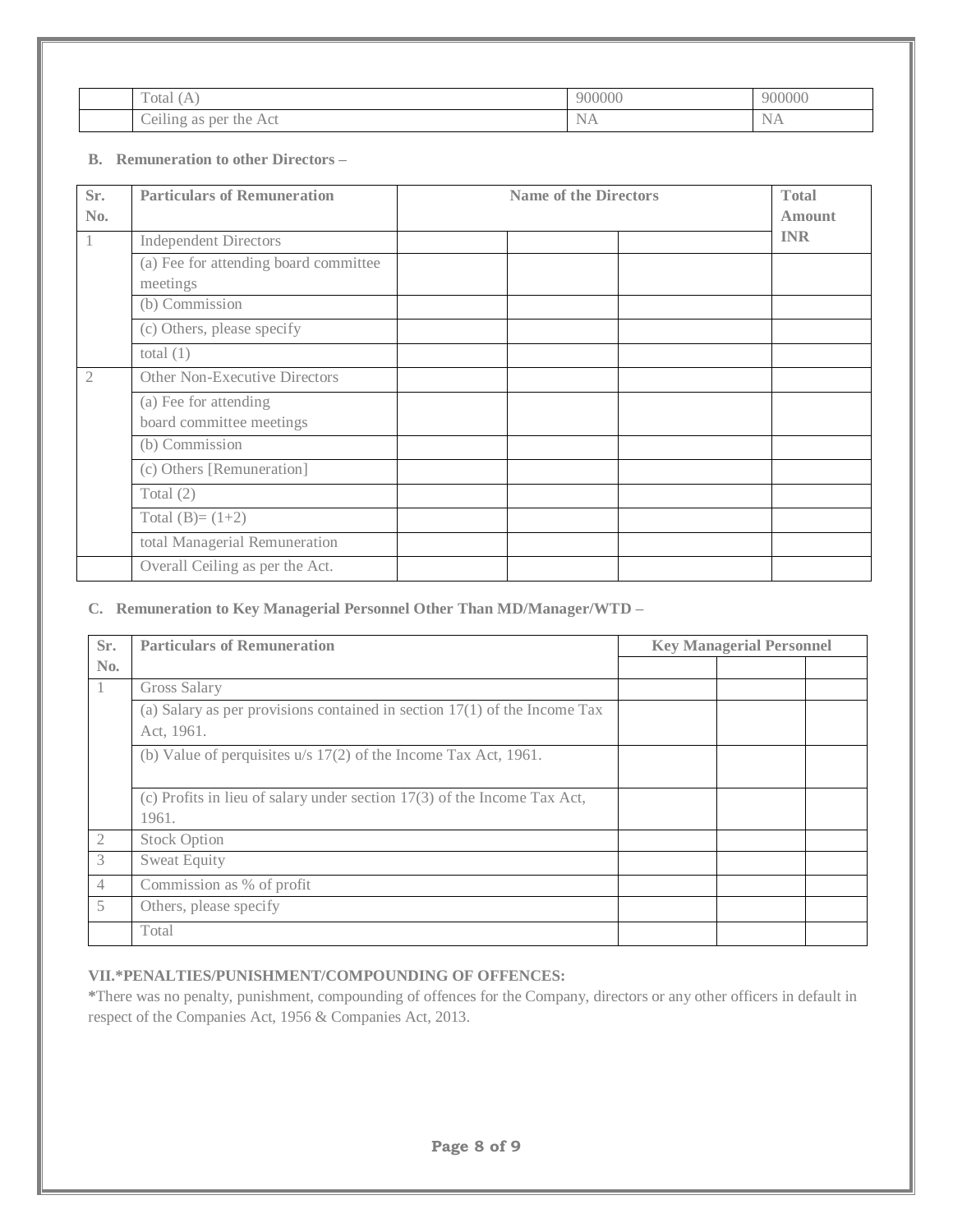| | | | |
|---|---|---|---|
| | Total (A) | 900000 | 900000 |
| | Ceiling as per the Act | NA | NA |

**B. Remuneration to other Directors –**

| Sr. No. | Particulars of Remuneration | Name of the Directors | | | Total Amount INR |
|---|---|---|---|---|---|
| 1 | Independent Directors | | | | |
| | (a) Fee for attending board committee meetings | | | | |
| | (b) Commission | | | | |
| | (c) Others, please specify | | | | |
| | total (1) | | | | |
| 2 | Other Non-Executive Directors | | | | |
| | (a) Fee for attending board committee meetings | | | | |
| | (b) Commission | | | | |
| | (c) Others [Remuneration] | | | | |
| | Total (2) | | | | |
| | Total (B)= (1+2) | | | | |
| | total Managerial Remuneration | | | | |
| | Overall Ceiling as per the Act. | | | | |

**C. Remuneration to Key Managerial Personnel Other Than MD/Manager/WTD –**

| Sr. No. | Particulars of Remuneration | Key Managerial Personnel | | |
|---|---|---|---|---|
| | | | | |
| 1 | Gross Salary | | | |
| | (a) Salary as per provisions contained in section 17(1) of the Income Tax Act, 1961. | | | |
| | (b) Value of perquisites u/s 17(2) of the Income Tax Act, 1961. | | | |
| | (c) Profits in lieu of salary under section 17(3) of the Income Tax Act, 1961. | | | |
| 2 | Stock Option | | | |
| 3 | Sweat Equity | | | |
| 4 | Commission as % of profit | | | |
| 5 | Others, please specify | | | |
| | Total | | | |

**VII.*PENALTIES/PUNISHMENT/COMPOUNDING OF OFFENCES:**

*There was no penalty, punishment, compounding of offences for the Company, directors or any other officers in default in respect of the Companies Act, 1956 & Companies Act, 2013.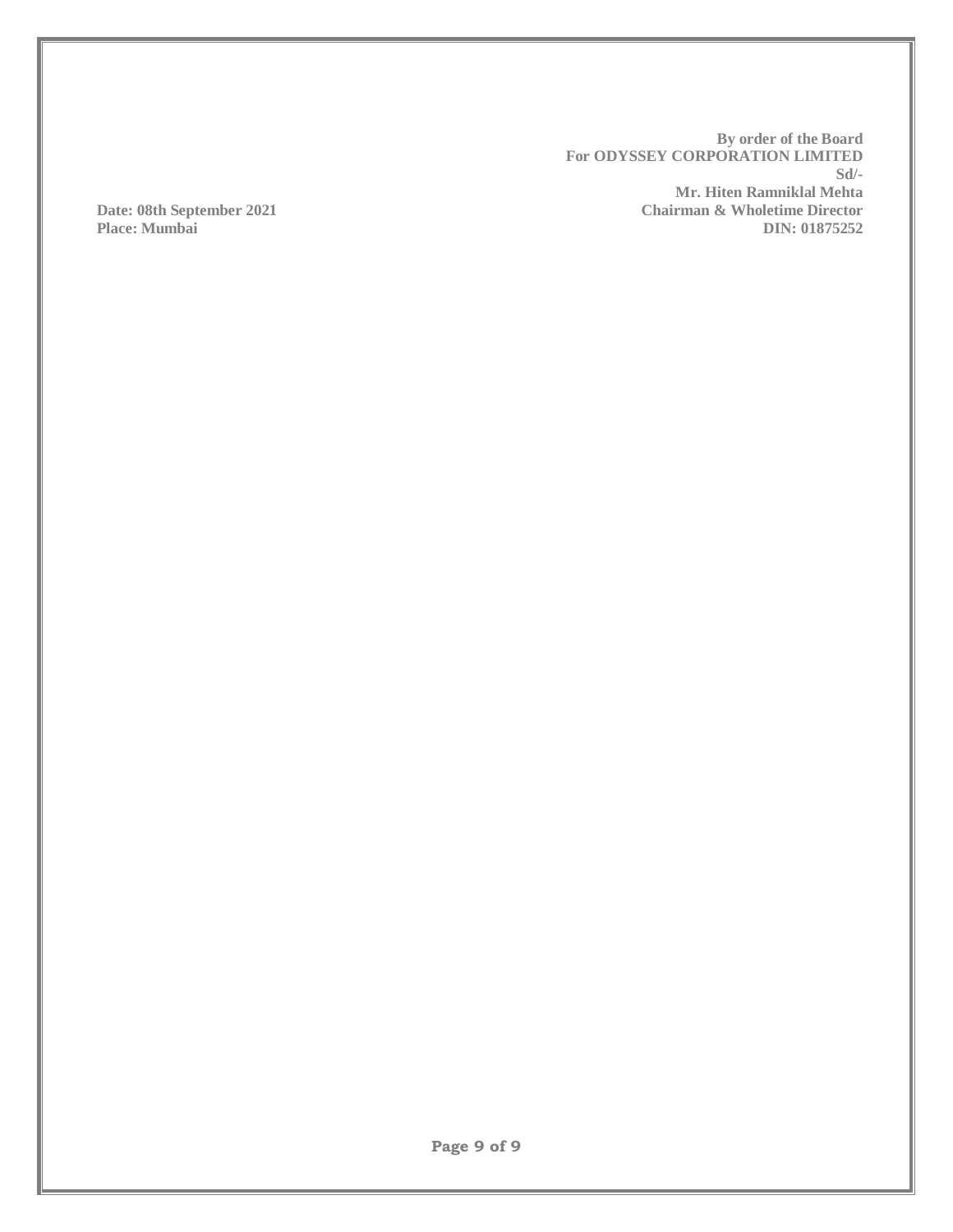**By order of the Board**
**For ODYSSEY CORPORATION LIMITED**
**Sd/-**
**Mr. Hiten Ramniklal Mehta**
**Chairman & Wholetime Director**
**DIN: 01875252**

**Date: 08th September 2021**
**Place: Mumbai**